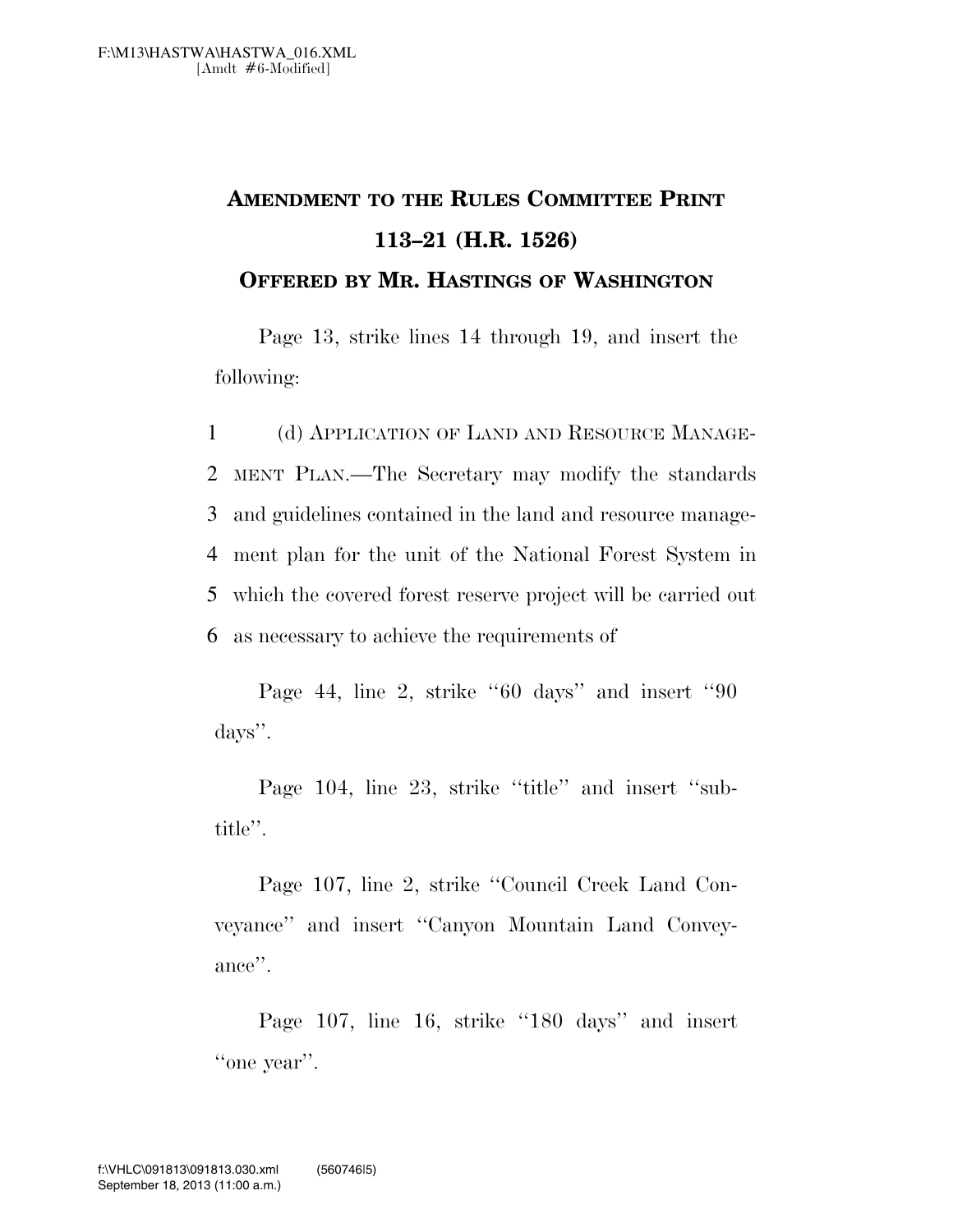# AMENDMENT TO THE RULES COMMITTEE PRINT 113–21 (H.R. 1526)

## OFFERED BY MR. HASTINGS OF WASHINGTON

Page 13, strike lines 14 through 19, and insert the following:

1 (d) APPLICATION OF LAND AND RESOURCE MANAGE-
2 MENT PLAN.—The Secretary may modify the standards
3 and guidelines contained in the land and resource manage-
4 ment plan for the unit of the National Forest System in
5 which the covered forest reserve project will be carried out
6 as necessary to achieve the requirements of

Page 44, line 2, strike ''60 days'' and insert ''90 days''.

Page 104, line 23, strike ''title'' and insert ''subtitle''.

Page 107, line 2, strike ''Council Creek Land Conveyance'' and insert ''Canyon Mountain Land Conveyance''.

Page 107, line 16, strike ''180 days'' and insert ''one year''.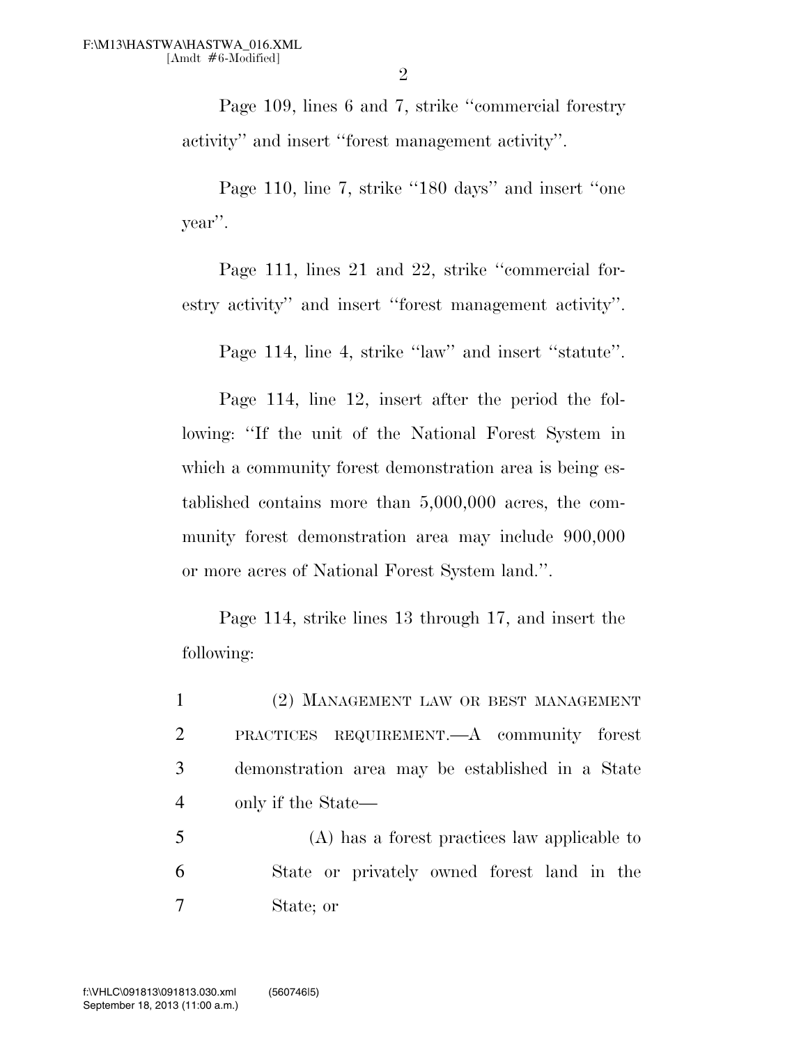Page 109, lines 6 and 7, strike ''commercial forestry activity'' and insert ''forest management activity''.

Page 110, line 7, strike ''180 days'' and insert ''one year''.

Page 111, lines 21 and 22, strike ''commercial forestry activity'' and insert ''forest management activity''.

Page 114, line 4, strike ''law'' and insert ''statute''.

Page 114, line 12, insert after the period the following: ''If the unit of the National Forest System in which a community forest demonstration area is being established contains more than 5,000,000 acres, the community forest demonstration area may include 900,000 or more acres of National Forest System land.''.

Page 114, strike lines 13 through 17, and insert the following:

1 (2) MANAGEMENT LAW OR BEST MANAGEMENT
2 PRACTICES REQUIREMENT.—A community forest
3 demonstration area may be established in a State
4 only if the State—

5 (A) has a forest practices law applicable to
6 State or privately owned forest land in the
7 State; or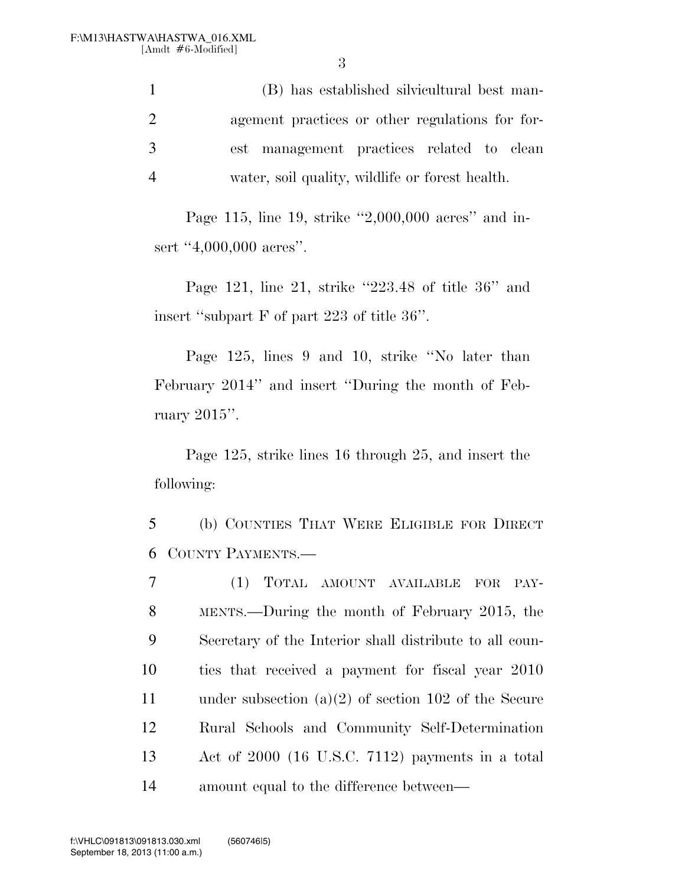(B) has established silvicultural best management practices or other regulations for forest management practices related to clean water, soil quality, wildlife or forest health.

Page 115, line 19, strike ''2,000,000 acres'' and insert ''4,000,000 acres''.

Page 121, line 21, strike ''223.48 of title 36'' and insert ''subpart F of part 223 of title 36''.

Page 125, lines 9 and 10, strike ''No later than February 2014'' and insert ''During the month of February 2015''.

Page 125, strike lines 16 through 25, and insert the following:

(b) COUNTIES THAT WERE ELIGIBLE FOR DIRECT COUNTY PAYMENTS.—

(1) TOTAL AMOUNT AVAILABLE FOR PAYMENTS.—During the month of February 2015, the Secretary of the Interior shall distribute to all counties that received a payment for fiscal year 2010 under subsection (a)(2) of section 102 of the Secure Rural Schools and Community Self-Determination Act of 2000 (16 U.S.C. 7112) payments in a total amount equal to the difference between—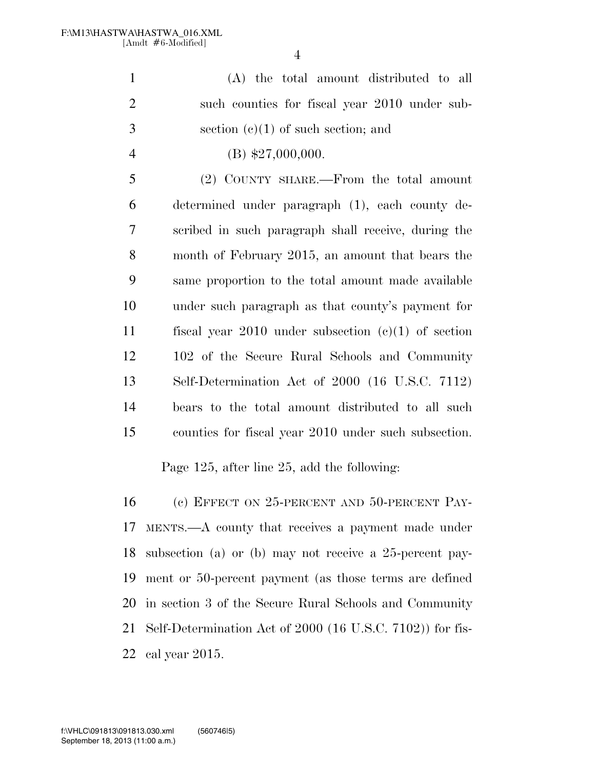(A) the total amount distributed to all such counties for fiscal year 2010 under subsection (c)(1) of such section; and

(B) $27,000,000.

(2) COUNTY SHARE.—From the total amount determined under paragraph (1), each county described in such paragraph shall receive, during the month of February 2015, an amount that bears the same proportion to the total amount made available under such paragraph as that county's payment for fiscal year 2010 under subsection (c)(1) of section 102 of the Secure Rural Schools and Community Self-Determination Act of 2000 (16 U.S.C. 7112) bears to the total amount distributed to all such counties for fiscal year 2010 under such subsection.

Page 125, after line 25, add the following:

(c) EFFECT ON 25-PERCENT AND 50-PERCENT PAYMENTS.—A county that receives a payment made under subsection (a) or (b) may not receive a 25-percent payment or 50-percent payment (as those terms are defined in section 3 of the Secure Rural Schools and Community Self-Determination Act of 2000 (16 U.S.C. 7102)) for fiscal year 2015.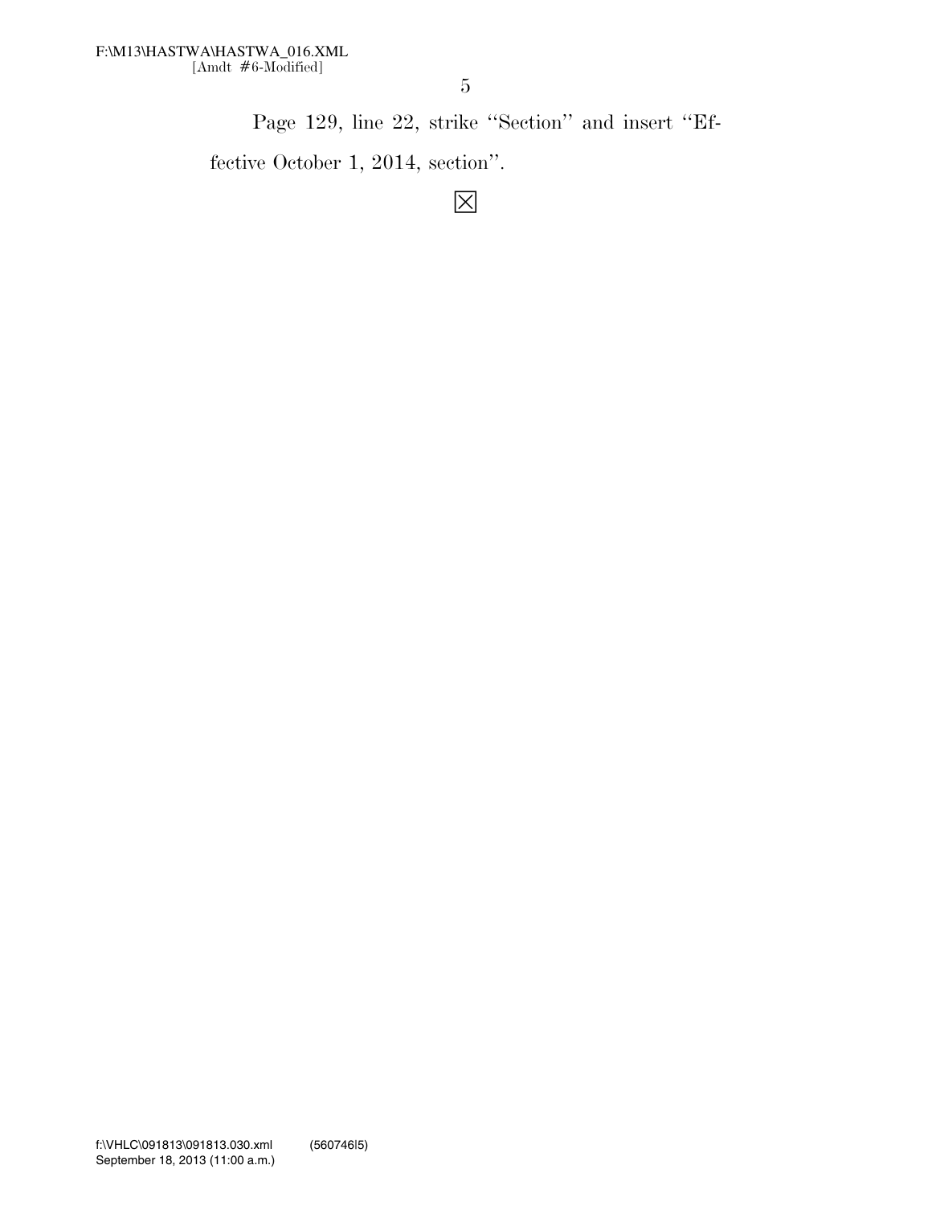Page 129, line 22, strike ''Section'' and insert ''Effective October 1, 2014, section''.

☒